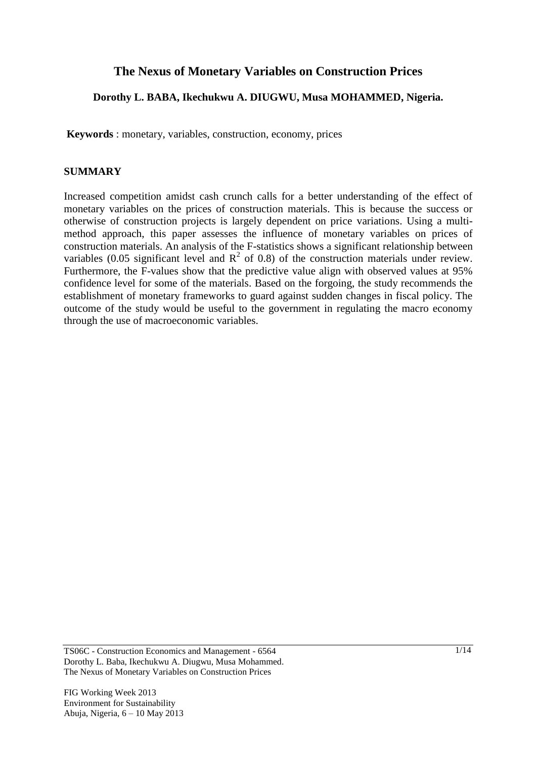# The Nexus of Monetary Variables on Construction Prices

**Dorothy L. BABA, Ikechukwu A. DIUGWU, Musa MOHAMMED, Nigeria.**

**Keywords** : monetary, variables, construction, economy, prices

## SUMMARY

Increased competition amidst cash crunch calls for a better understanding of the effect of monetary variables on the prices of construction materials. This is because the success or otherwise of construction projects is largely dependent on price variations. Using a multi-method approach, this paper assesses the influence of monetary variables on prices of construction materials. An analysis of the F-statistics shows a significant relationship between variables (0.05 significant level and $R^2$ of 0.8) of the construction materials under review. Furthermore, the F-values show that the predictive value align with observed values at 95% confidence level for some of the materials. Based on the forgoing, the study recommends the establishment of monetary frameworks to guard against sudden changes in fiscal policy. The outcome of the study would be useful to the government in regulating the macro economy through the use of macroeconomic variables.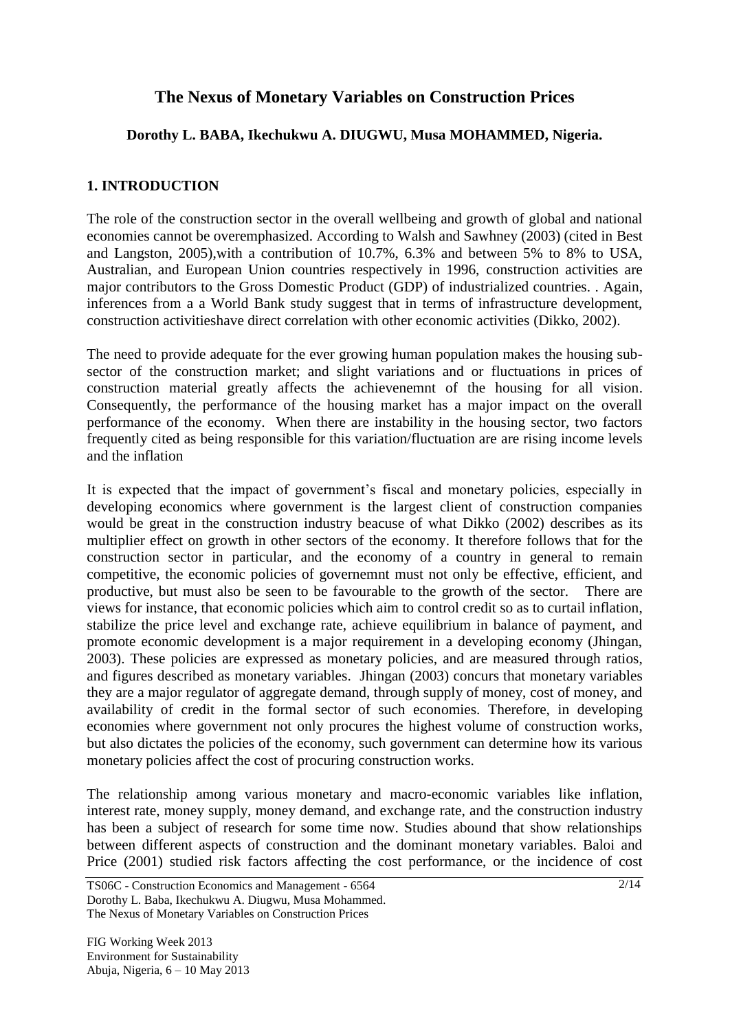# The Nexus of Monetary Variables on Construction Prices

**Dorothy L. BABA, Ikechukwu A. DIUGWU, Musa MOHAMMED, Nigeria.**

## 1. INTRODUCTION

The role of the construction sector in the overall wellbeing and growth of global and national economies cannot be overemphasized. According to Walsh and Sawhney (2003) (cited in Best and Langston, 2005),with a contribution of 10.7%, 6.3% and between 5% to 8% to USA, Australian, and European Union countries respectively in 1996, construction activities are major contributors to the Gross Domestic Product (GDP) of industrialized countries. . Again, inferences from a a World Bank study suggest that in terms of infrastructure development, construction activitieshave direct correlation with other economic activities (Dikko, 2002).

The need to provide adequate for the ever growing human population makes the housing sub-sector of the construction market; and slight variations and or fluctuations in prices of construction material greatly affects the achievenemnt of the housing for all vision. Consequently, the performance of the housing market has a major impact on the overall performance of the economy. When there are instability in the housing sector, two factors frequently cited as being responsible for this variation/fluctuation are are rising income levels and the inflation

It is expected that the impact of government's fiscal and monetary policies, especially in developing economics where government is the largest client of construction companies would be great in the construction industry beacuse of what Dikko (2002) describes as its multiplier effect on growth in other sectors of the economy. It therefore follows that for the construction sector in particular, and the economy of a country in general to remain competitive, the economic policies of governemnt must not only be effective, efficient, and productive, but must also be seen to be favourable to the growth of the sector. There are views for instance, that economic policies which aim to control credit so as to curtail inflation, stabilize the price level and exchange rate, achieve equilibrium in balance of payment, and promote economic development is a major requirement in a developing economy (Jhingan, 2003). These policies are expressed as monetary policies, and are measured through ratios, and figures described as monetary variables. Jhingan (2003) concurs that monetary variables they are a major regulator of aggregate demand, through supply of money, cost of money, and availability of credit in the formal sector of such economies. Therefore, in developing economies where government not only procures the highest volume of construction works, but also dictates the policies of the economy, such government can determine how its various monetary policies affect the cost of procuring construction works.

The relationship among various monetary and macro-economic variables like inflation, interest rate, money supply, money demand, and exchange rate, and the construction industry has been a subject of research for some time now. Studies abound that show relationships between different aspects of construction and the dominant monetary variables. Baloi and Price (2001) studied risk factors affecting the cost performance, or the incidence of cost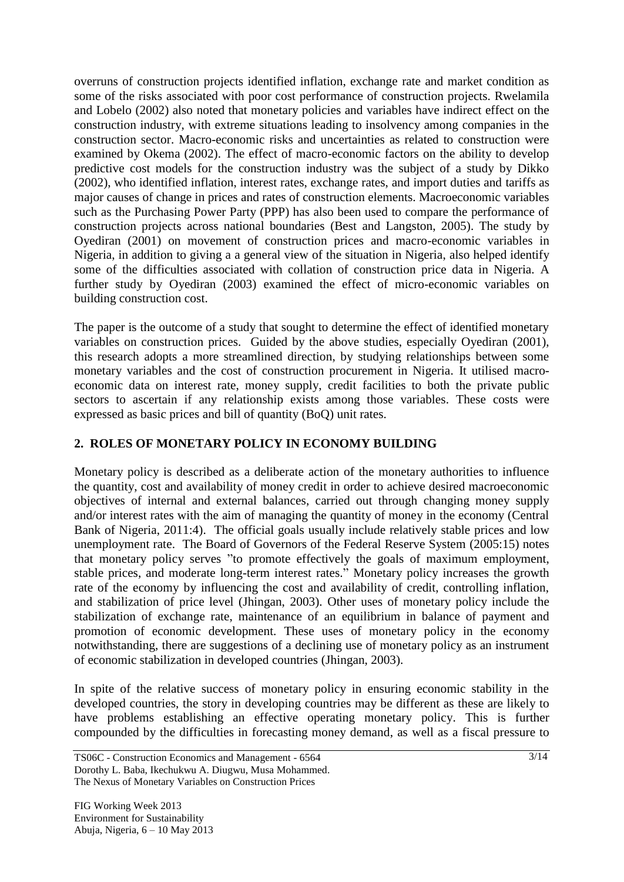overruns of construction projects identified inflation, exchange rate and market condition as some of the risks associated with poor cost performance of construction projects. Rwelamila and Lobelo (2002) also noted that monetary policies and variables have indirect effect on the construction industry, with extreme situations leading to insolvency among companies in the construction sector. Macro-economic risks and uncertainties as related to construction were examined by Okema (2002). The effect of macro-economic factors on the ability to develop predictive cost models for the construction industry was the subject of a study by Dikko (2002), who identified inflation, interest rates, exchange rates, and import duties and tariffs as major causes of change in prices and rates of construction elements. Macroeconomic variables such as the Purchasing Power Party (PPP) has also been used to compare the performance of construction projects across national boundaries (Best and Langston, 2005). The study by Oyediran (2001) on movement of construction prices and macro-economic variables in Nigeria, in addition to giving a a general view of the situation in Nigeria, also helped identify some of the difficulties associated with collation of construction price data in Nigeria. A further study by Oyediran (2003) examined the effect of micro-economic variables on building construction cost.

The paper is the outcome of a study that sought to determine the effect of identified monetary variables on construction prices. Guided by the above studies, especially Oyediran (2001), this research adopts a more streamlined direction, by studying relationships between some monetary variables and the cost of construction procurement in Nigeria. It utilised macro-economic data on interest rate, money supply, credit facilities to both the private public sectors to ascertain if any relationship exists among those variables. These costs were expressed as basic prices and bill of quantity (BoQ) unit rates.

## 2. ROLES OF MONETARY POLICY IN ECONOMY BUILDING

Monetary policy is described as a deliberate action of the monetary authorities to influence the quantity, cost and availability of money credit in order to achieve desired macroeconomic objectives of internal and external balances, carried out through changing money supply and/or interest rates with the aim of managing the quantity of money in the economy (Central Bank of Nigeria, 2011:4). The official goals usually include relatively stable prices and low unemployment rate. The Board of Governors of the Federal Reserve System (2005:15) notes that monetary policy serves "to promote effectively the goals of maximum employment, stable prices, and moderate long-term interest rates." Monetary policy increases the growth rate of the economy by influencing the cost and availability of credit, controlling inflation, and stabilization of price level (Jhingan, 2003). Other uses of monetary policy include the stabilization of exchange rate, maintenance of an equilibrium in balance of payment and promotion of economic development. These uses of monetary policy in the economy notwithstanding, there are suggestions of a declining use of monetary policy as an instrument of economic stabilization in developed countries (Jhingan, 2003).

In spite of the relative success of monetary policy in ensuring economic stability in the developed countries, the story in developing countries may be different as these are likely to have problems establishing an effective operating monetary policy. This is further compounded by the difficulties in forecasting money demand, as well as a fiscal pressure to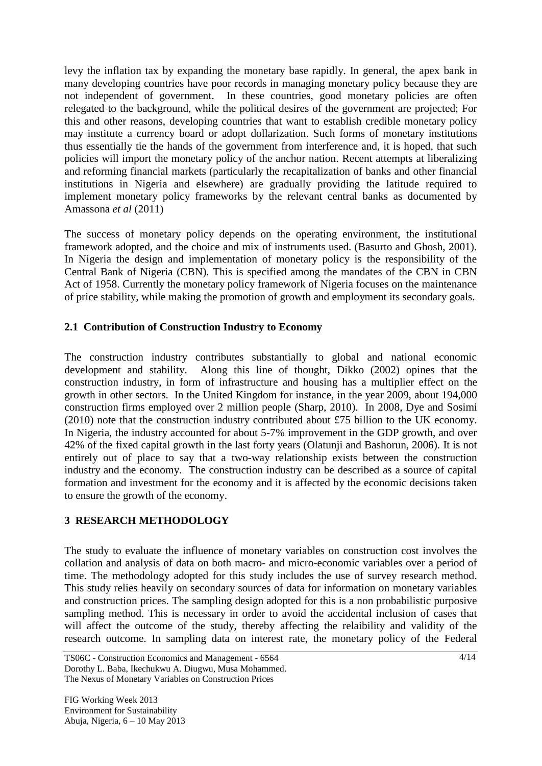levy the inflation tax by expanding the monetary base rapidly. In general, the apex bank in many developing countries have poor records in managing monetary policy because they are not independent of government. In these countries, good monetary policies are often relegated to the background, while the political desires of the government are projected; For this and other reasons, developing countries that want to establish credible monetary policy may institute a currency board or adopt dollarization. Such forms of monetary institutions thus essentially tie the hands of the government from interference and, it is hoped, that such policies will import the monetary policy of the anchor nation. Recent attempts at liberalizing and reforming financial markets (particularly the recapitalization of banks and other financial institutions in Nigeria and elsewhere) are gradually providing the latitude required to implement monetary policy frameworks by the relevant central banks as documented by Amassona *et al* (2011)

The success of monetary policy depends on the operating environment, the institutional framework adopted, and the choice and mix of instruments used. (Basurto and Ghosh, 2001). In Nigeria the design and implementation of monetary policy is the responsibility of the Central Bank of Nigeria (CBN). This is specified among the mandates of the CBN in CBN Act of 1958. Currently the monetary policy framework of Nigeria focuses on the maintenance of price stability, while making the promotion of growth and employment its secondary goals.

### 2.1 Contribution of Construction Industry to Economy

The construction industry contributes substantially to global and national economic development and stability. Along this line of thought, Dikko (2002) opines that the construction industry, in form of infrastructure and housing has a multiplier effect on the growth in other sectors. In the United Kingdom for instance, in the year 2009, about 194,000 construction firms employed over 2 million people (Sharp, 2010). In 2008, Dye and Sosimi (2010) note that the construction industry contributed about £75 billion to the UK economy. In Nigeria, the industry accounted for about 5-7% improvement in the GDP growth, and over 42% of the fixed capital growth in the last forty years (Olatunji and Bashorun, 2006). It is not entirely out of place to say that a two-way relationship exists between the construction industry and the economy. The construction industry can be described as a source of capital formation and investment for the economy and it is affected by the economic decisions taken to ensure the growth of the economy.

## 3 RESEARCH METHODOLOGY

The study to evaluate the influence of monetary variables on construction cost involves the collation and analysis of data on both macro- and micro-economic variables over a period of time. The methodology adopted for this study includes the use of survey research method. This study relies heavily on secondary sources of data for information on monetary variables and construction prices. The sampling design adopted for this is a non probabilistic purposive sampling method. This is necessary in order to avoid the accidental inclusion of cases that will affect the outcome of the study, thereby affecting the relaibility and validity of the research outcome. In sampling data on interest rate, the monetary policy of the Federal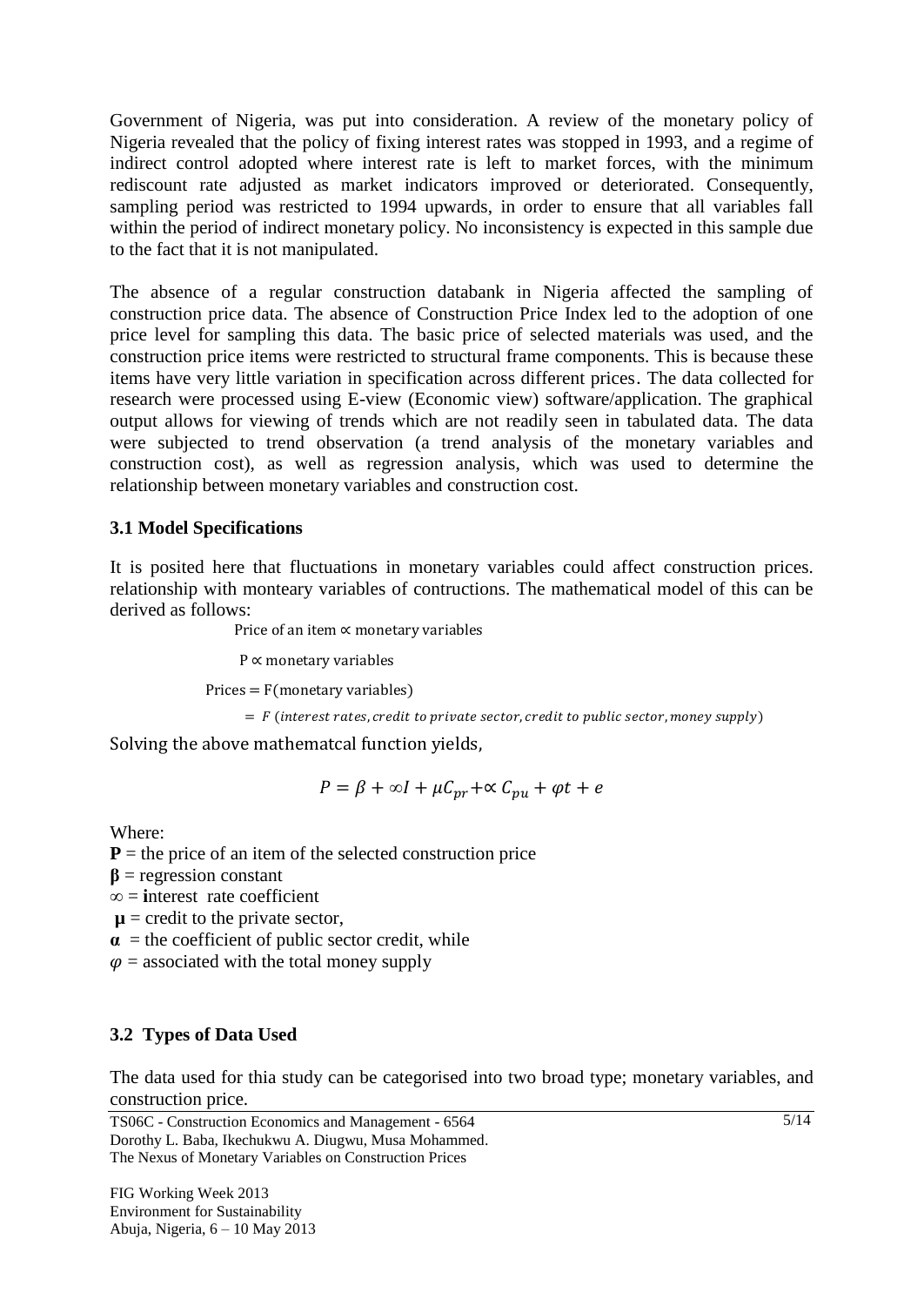Government of Nigeria, was put into consideration. A review of the monetary policy of Nigeria revealed that the policy of fixing interest rates was stopped in 1993, and a regime of indirect control adopted where interest rate is left to market forces, with the minimum rediscount rate adjusted as market indicators improved or deteriorated. Consequently, sampling period was restricted to 1994 upwards, in order to ensure that all variables fall within the period of indirect monetary policy. No inconsistency is expected in this sample due to the fact that it is not manipulated.

The absence of a regular construction databank in Nigeria affected the sampling of construction price data. The absence of Construction Price Index led to the adoption of one price level for sampling this data. The basic price of selected materials was used, and the construction price items were restricted to structural frame components. This is because these items have very little variation in specification across different prices. The data collected for research were processed using E-view (Economic view) software/application. The graphical output allows for viewing of trends which are not readily seen in tabulated data. The data were subjected to trend observation (a trend analysis of the monetary variables and construction cost), as well as regression analysis, which was used to determine the relationship between monetary variables and construction cost.

### 3.1 Model Specifications

It is posited here that fluctuations in monetary variables could affect construction prices. relationship with monteary variables of contructions. The mathematical model of this can be derived as follows:

$$\text{Price of an item} \propto \text{monetary variables}$$

$$\text{P} \propto \text{monetary variables}$$

$$\text{Prices} = \text{F(monetary variables)}$$

$$= F\ (interest\ rates, credit\ to\ private\ sector, credit\ to\ public\ sector, money\ supply)$$

Solving the above mathematcal function yields,

$$P = \beta + \infty I + \mu C_{pr} + \propto C_{pu} + \varphi t + e$$

Where:

**P** = the price of an item of the selected construction price

**β** = regression constant

∞ = **i**nterest rate coefficient

**μ** = credit to the private sector,

**α** = the coefficient of public sector credit, while

$\varphi$ = associated with the total money supply

### 3.2 Types of Data Used

The data used for thia study can be categorised into two broad type; monetary variables, and construction price.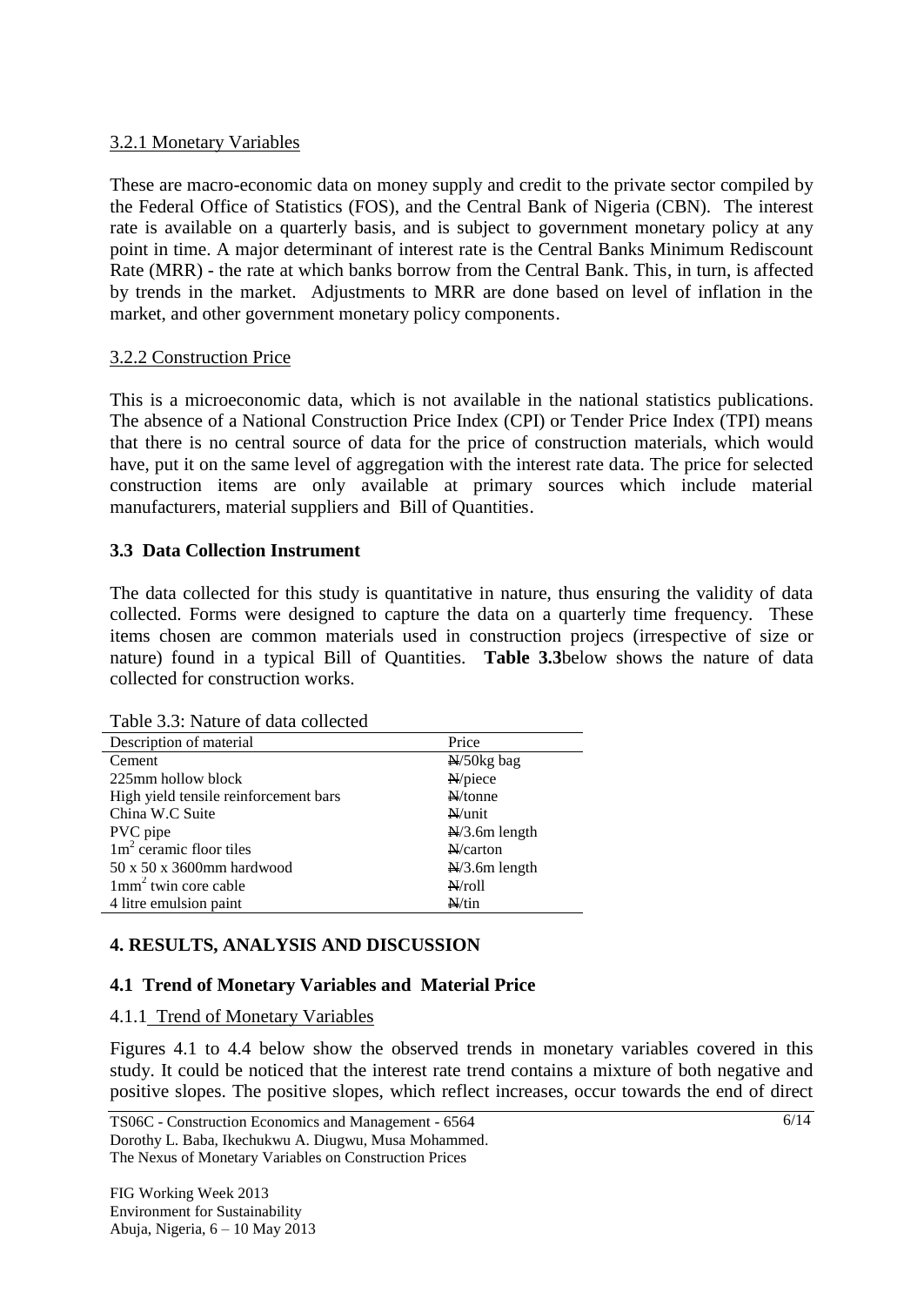#### 3.2.1 Monetary Variables

These are macro-economic data on money supply and credit to the private sector compiled by the Federal Office of Statistics (FOS), and the Central Bank of Nigeria (CBN). The interest rate is available on a quarterly basis, and is subject to government monetary policy at any point in time. A major determinant of interest rate is the Central Banks Minimum Rediscount Rate (MRR) - the rate at which banks borrow from the Central Bank. This, in turn, is affected by trends in the market. Adjustments to MRR are done based on level of inflation in the market, and other government monetary policy components.

#### 3.2.2 Construction Price

This is a microeconomic data, which is not available in the national statistics publications. The absence of a National Construction Price Index (CPI) or Tender Price Index (TPI) means that there is no central source of data for the price of construction materials, which would have, put it on the same level of aggregation with the interest rate data. The price for selected construction items are only available at primary sources which include material manufacturers, material suppliers and Bill of Quantities.

### 3.3 Data Collection Instrument

The data collected for this study is quantitative in nature, thus ensuring the validity of data collected. Forms were designed to capture the data on a quarterly time frequency. These items chosen are common materials used in construction projecs (irrespective of size or nature) found in a typical Bill of Quantities. **Table 3.3**below shows the nature of data collected for construction works.

Table 3.3: Nature of data collected

| Description of material | Price |
|---|---|
| Cement | ₦/50kg bag |
| 225mm hollow block | ₦/piece |
| High yield tensile reinforcement bars | ₦/tonne |
| China W.C Suite | ₦/unit |
| PVC pipe | ₦/3.6m length |
| $1m^2$ ceramic floor tiles | ₦/carton |
| 50 x 50 x 3600mm hardwood | ₦/3.6m length |
| $1mm^2$ twin core cable | ₦/roll |
| 4 litre emulsion paint | ₦/tin |

## 4. RESULTS, ANALYSIS AND DISCUSSION

### 4.1 Trend of Monetary Variables and Material Price

#### 4.1.1 Trend of Monetary Variables

Figures 4.1 to 4.4 below show the observed trends in monetary variables covered in this study. It could be noticed that the interest rate trend contains a mixture of both negative and positive slopes. The positive slopes, which reflect increases, occur towards the end of direct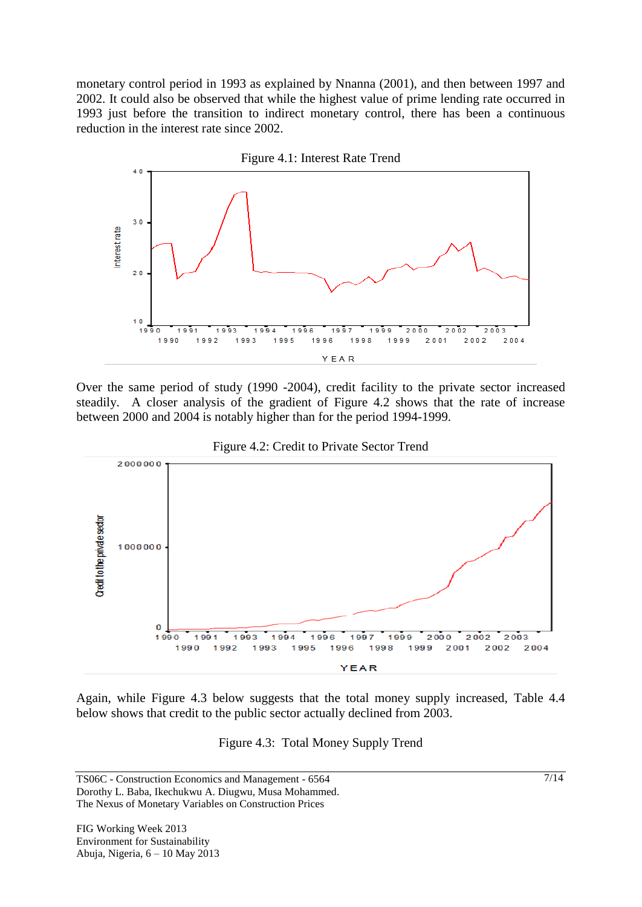monetary control period in 1993 as explained by Nnanna (2001), and then between 1997 and 2002. It could also be observed that while the highest value of prime lending rate occurred in 1993 just before the transition to indirect monetary control, there has been a continuous reduction in the interest rate since 2002.

Figure 4.1: Interest Rate Trend

Over the same period of study (1990 -2004), credit facility to the private sector increased steadily. A closer analysis of the gradient of Figure 4.2 shows that the rate of increase between 2000 and 2004 is notably higher than for the period 1994-1999.

Figure 4.2: Credit to Private Sector Trend

Again, while Figure 4.3 below suggests that the total money supply increased, Table 4.4 below shows that credit to the public sector actually declined from 2003.

Figure 4.3: Total Money Supply Trend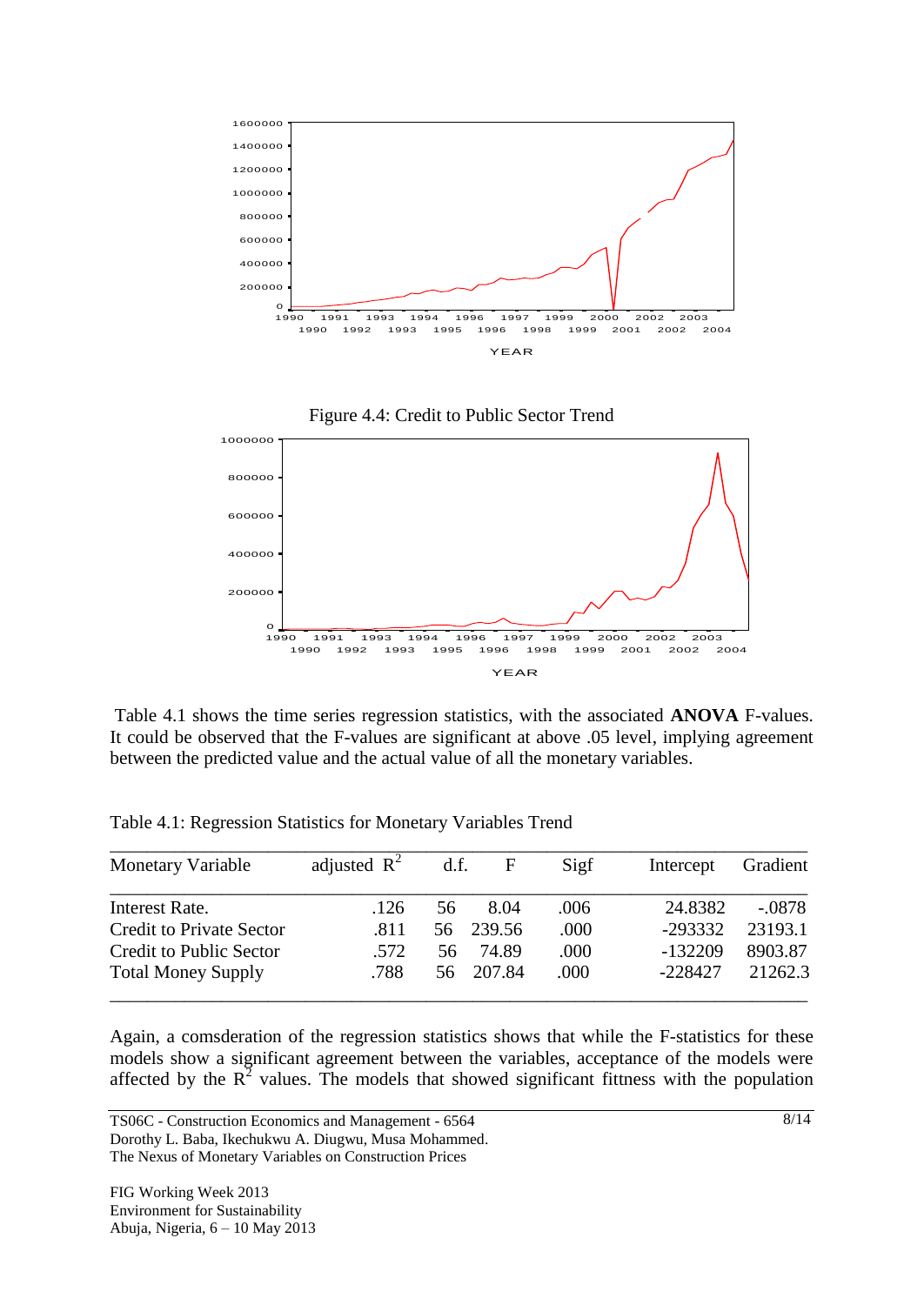Figure 4.4: Credit to Public Sector Trend

Table 4.1 shows the time series regression statistics, with the associated **ANOVA** F-values. It could be observed that the F-values are significant at above .05 level, implying agreement between the predicted value and the actual value of all the monetary variables.

Table 4.1: Regression Statistics for Monetary Variables Trend

| Monetary Variable | adjusted $R^2$ | d.f. | F | Sigf | Intercept | Gradient |
|---|---|---|---|---|---|---|
| Interest Rate. | .126 | 56 | 8.04 | .006 | 24.8382 | -.0878 |
| Credit to Private Sector | .811 | 56 | 239.56 | .000 | -293332 | 23193.1 |
| Credit to Public Sector | .572 | 56 | 74.89 | .000 | -132209 | 8903.87 |
| Total Money Supply | .788 | 56 | 207.84 | .000 | -228427 | 21262.3 |

Again, a comsderation of the regression statistics shows that while the F-statistics for these models show a significant agreement between the variables, acceptance of the models were affected by the $R^2$ values. The models that showed significant fittness with the population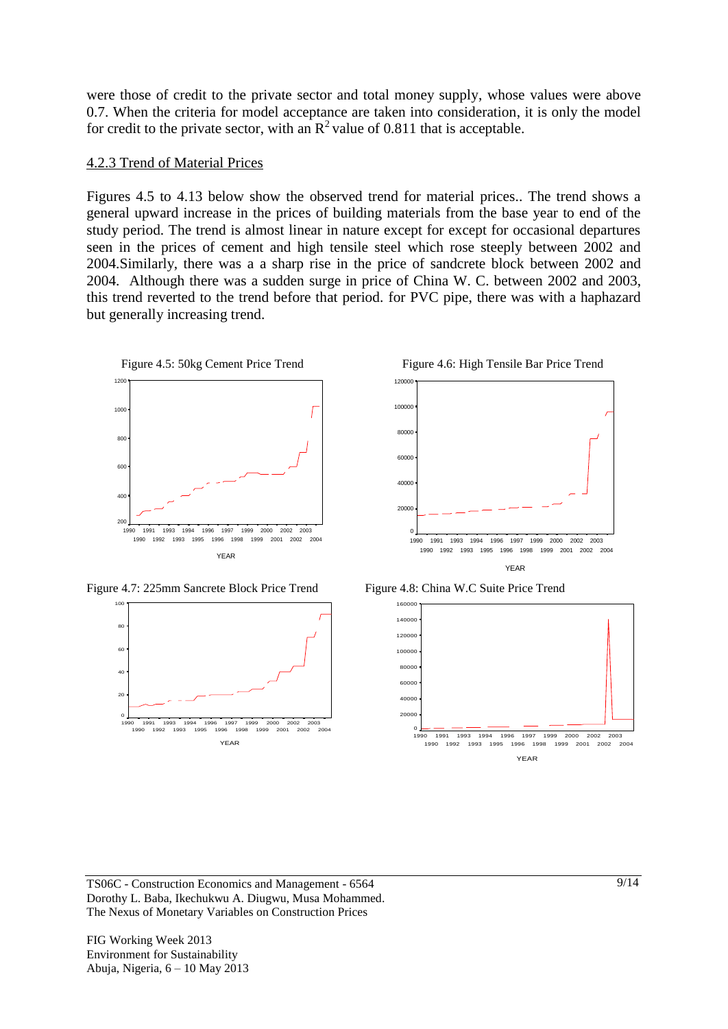were those of credit to the private sector and total money supply, whose values were above 0.7. When the criteria for model acceptance are taken into consideration, it is only the model for credit to the private sector, with an $R^2$ value of 0.811 that is acceptable.

### 4.2.3 Trend of Material Prices

Figures 4.5 to 4.13 below show the observed trend for material prices.. The trend shows a general upward increase in the prices of building materials from the base year to end of the study period. The trend is almost linear in nature except for except for occasional departures seen in the prices of cement and high tensile steel which rose steeply between 2002 and 2004.Similarly, there was a a sharp rise in the price of sandcrete block between 2002 and 2004. Although there was a sudden surge in price of China W. C. between 2002 and 2003, this trend reverted to the trend before that period. for PVC pipe, there was with a haphazard but generally increasing trend.

Figure 4.5: 50kg Cement Price Trend

Figure 4.6: High Tensile Bar Price Trend

Figure 4.7: 225mm Sancrete Block Price Trend

Figure 4.8: China W.C Suite Price Trend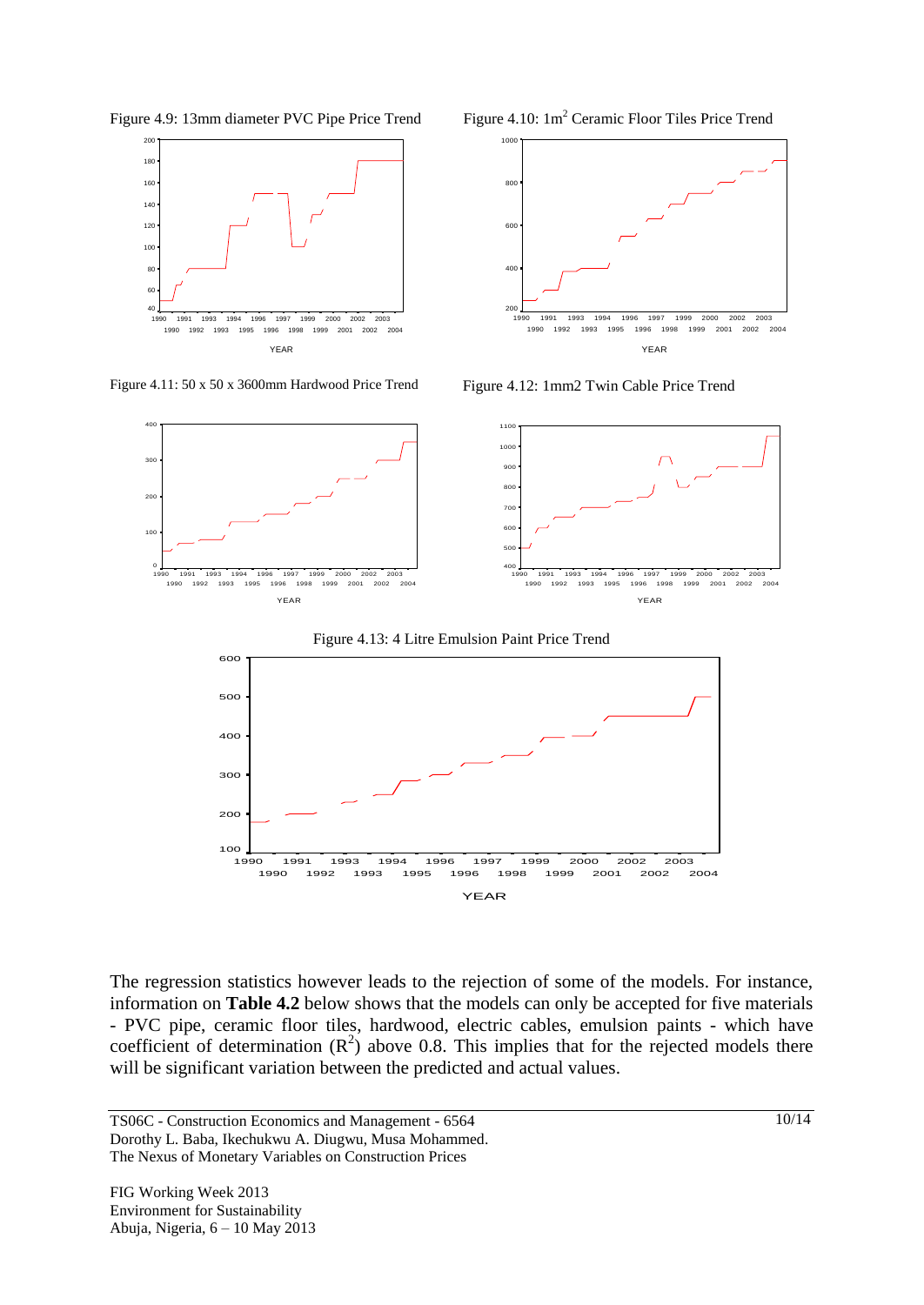Figure 4.9: 13mm diameter PVC Pipe Price Trend

Figure 4.10: $1m^2$ Ceramic Floor Tiles Price Trend

Figure 4.11: 50 x 50 x 3600mm Hardwood Price Trend

Figure 4.12: 1mm2 Twin Cable Price Trend

Figure 4.13: 4 Litre Emulsion Paint Price Trend

The regression statistics however leads to the rejection of some of the models. For instance, information on **Table 4.2** below shows that the models can only be accepted for five materials - PVC pipe, ceramic floor tiles, hardwood, electric cables, emulsion paints - which have coefficient of determination ($R^2$) above 0.8. This implies that for the rejected models there will be significant variation between the predicted and actual values.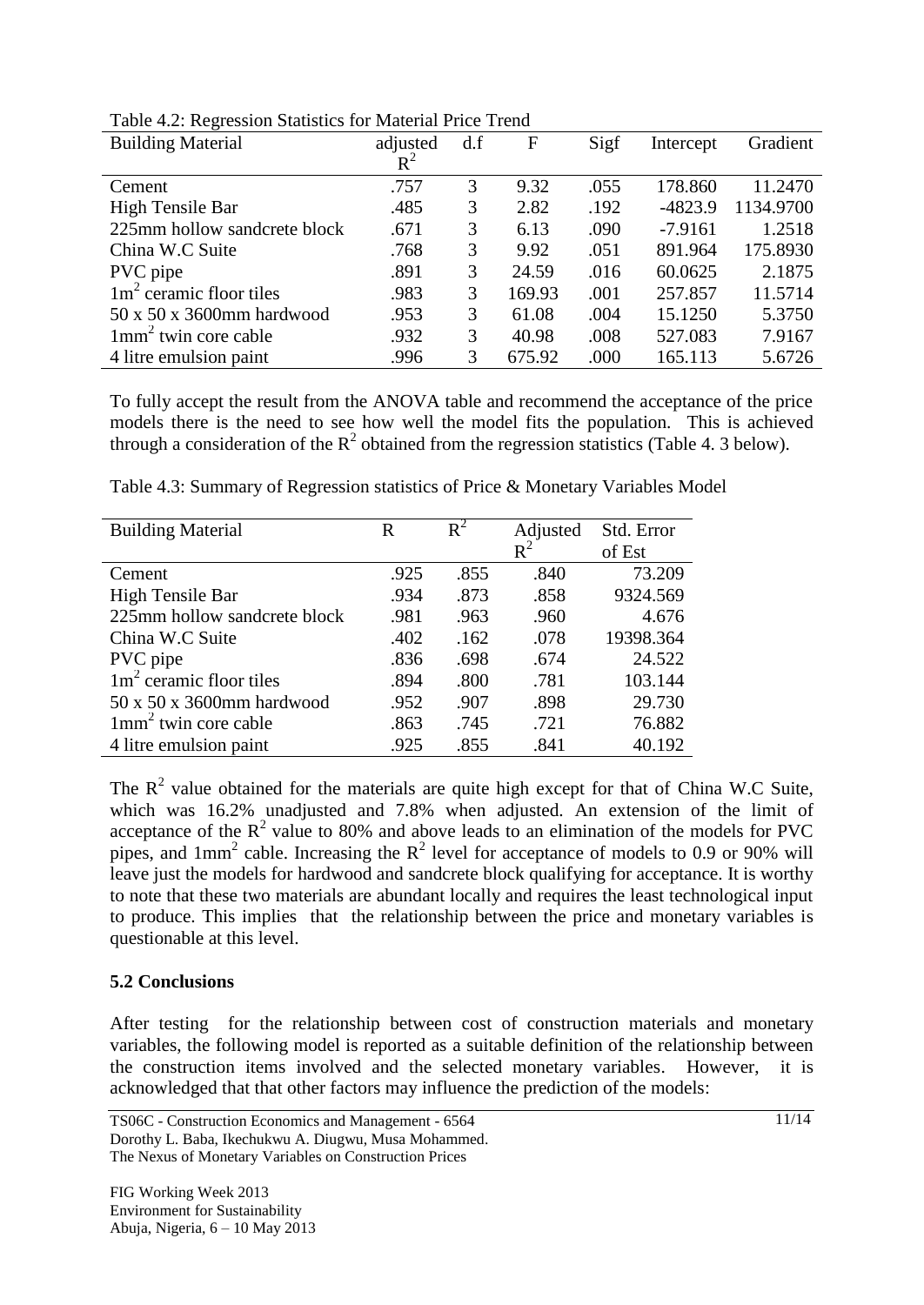Table 4.2: Regression Statistics for Material Price Trend

| Building Material | adjusted $R^2$ | d.f | F | Sigf | Intercept | Gradient |
|---|---|---|---|---|---|---|
| Cement | .757 | 3 | 9.32 | .055 | 178.860 | 11.2470 |
| High Tensile Bar | .485 | 3 | 2.82 | .192 | -4823.9 | 1134.9700 |
| 225mm hollow sandcrete block | .671 | 3 | 6.13 | .090 | -7.9161 | 1.2518 |
| China W.C Suite | .768 | 3 | 9.92 | .051 | 891.964 | 175.8930 |
| PVC pipe | .891 | 3 | 24.59 | .016 | 60.0625 | 2.1875 |
| $1m^2$ ceramic floor tiles | .983 | 3 | 169.93 | .001 | 257.857 | 11.5714 |
| 50 x 50 x 3600mm hardwood | .953 | 3 | 61.08 | .004 | 15.1250 | 5.3750 |
| $1mm^2$ twin core cable | .932 | 3 | 40.98 | .008 | 527.083 | 7.9167 |
| 4 litre emulsion paint | .996 | 3 | 675.92 | .000 | 165.113 | 5.6726 |

To fully accept the result from the ANOVA table and recommend the acceptance of the price models there is the need to see how well the model fits the population. This is achieved through a consideration of the $R^2$ obtained from the regression statistics (Table 4. 3 below).

Table 4.3: Summary of Regression statistics of Price & Monetary Variables Model

| Building Material | R | $R^2$ | Adjusted $R^2$ | Std. Error of Est |
|---|---|---|---|---|
| Cement | .925 | .855 | .840 | 73.209 |
| High Tensile Bar | .934 | .873 | .858 | 9324.569 |
| 225mm hollow sandcrete block | .981 | .963 | .960 | 4.676 |
| China W.C Suite | .402 | .162 | .078 | 19398.364 |
| PVC pipe | .836 | .698 | .674 | 24.522 |
| $1m^2$ ceramic floor tiles | .894 | .800 | .781 | 103.144 |
| 50 x 50 x 3600mm hardwood | .952 | .907 | .898 | 29.730 |
| $1mm^2$ twin core cable | .863 | .745 | .721 | 76.882 |
| 4 litre emulsion paint | .925 | .855 | .841 | 40.192 |

The $R^2$ value obtained for the materials are quite high except for that of China W.C Suite, which was 16.2% unadjusted and 7.8% when adjusted. An extension of the limit of acceptance of the $R^2$ value to 80% and above leads to an elimination of the models for PVC pipes, and $1mm^2$ cable. Increasing the $R^2$ level for acceptance of models to 0.9 or 90% will leave just the models for hardwood and sandcrete block qualifying for acceptance. It is worthy to note that these two materials are abundant locally and requires the least technological input to produce. This implies that the relationship between the price and monetary variables is questionable at this level.

### 5.2 Conclusions

After testing for the relationship between cost of construction materials and monetary variables, the following model is reported as a suitable definition of the relationship between the construction items involved and the selected monetary variables. However, it is acknowledged that that other factors may influence the prediction of the models: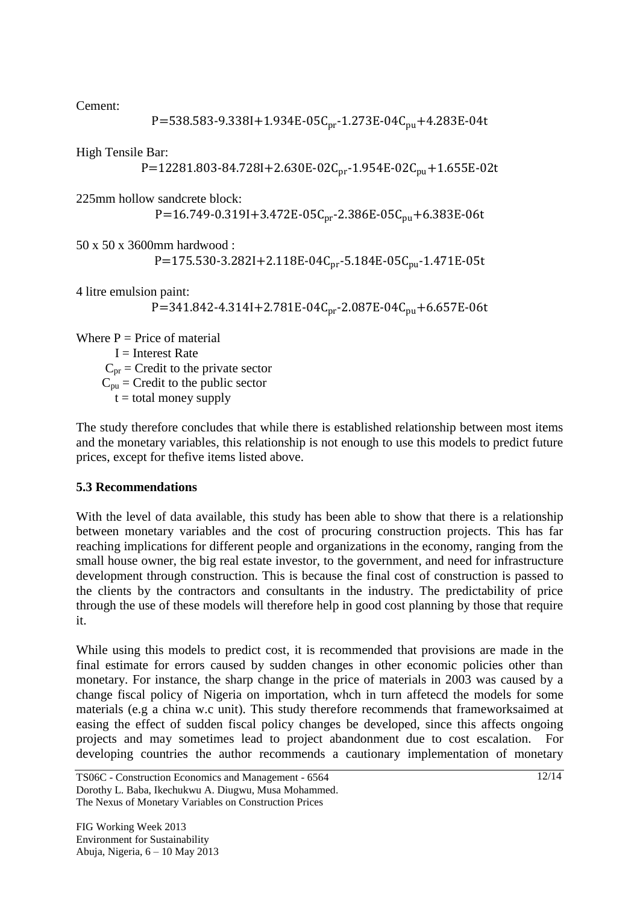Cement:

$$P=538.583-9.338I+1.934E\text{-}05C_{pr}-1.273E\text{-}04C_{pu}+4.283E\text{-}04t$$

High Tensile Bar:

$$P=12281.803-84.728I+2.630E\text{-}02C_{pr}-1.954E\text{-}02C_{pu}+1.655E\text{-}02t$$

225mm hollow sandcrete block:

$$P=16.749-0.319I+3.472E\text{-}05C_{pr}-2.386E\text{-}05C_{pu}+6.383E\text{-}06t$$

50 x 50 x 3600mm hardwood :

$$P=175.530-3.282I+2.118E\text{-}04C_{pr}-5.184E\text{-}05C_{pu}-1.471E\text{-}05t$$

4 litre emulsion paint:

$$P=341.842-4.314I+2.781E\text{-}04C_{pr}-2.087E\text{-}04C_{pu}+6.657E\text{-}06t$$

Where P = Price of material
I = Interest Rate
$C_{pr}$ = Credit to the private sector
$C_{pu}$ = Credit to the public sector
t = total money supply

The study therefore concludes that while there is established relationship between most items and the monetary variables, this relationship is not enough to use this models to predict future prices, except for thefive items listed above.

### 5.3 Recommendations

With the level of data available, this study has been able to show that there is a relationship between monetary variables and the cost of procuring construction projects. This has far reaching implications for different people and organizations in the economy, ranging from the small house owner, the big real estate investor, to the government, and need for infrastructure development through construction. This is because the final cost of construction is passed to the clients by the contractors and consultants in the industry. The predictability of price through the use of these models will therefore help in good cost planning by those that require it.

While using this models to predict cost, it is recommended that provisions are made in the final estimate for errors caused by sudden changes in other economic policies other than monetary. For instance, the sharp change in the price of materials in 2003 was caused by a change fiscal policy of Nigeria on importation, whch in turn affetecd the models for some materials (e.g a china w.c unit). This study therefore recommends that frameworksaimed at easing the effect of sudden fiscal policy changes be developed, since this affects ongoing projects and may sometimes lead to project abandonment due to cost escalation. For developing countries the author recommends a cautionary implementation of monetary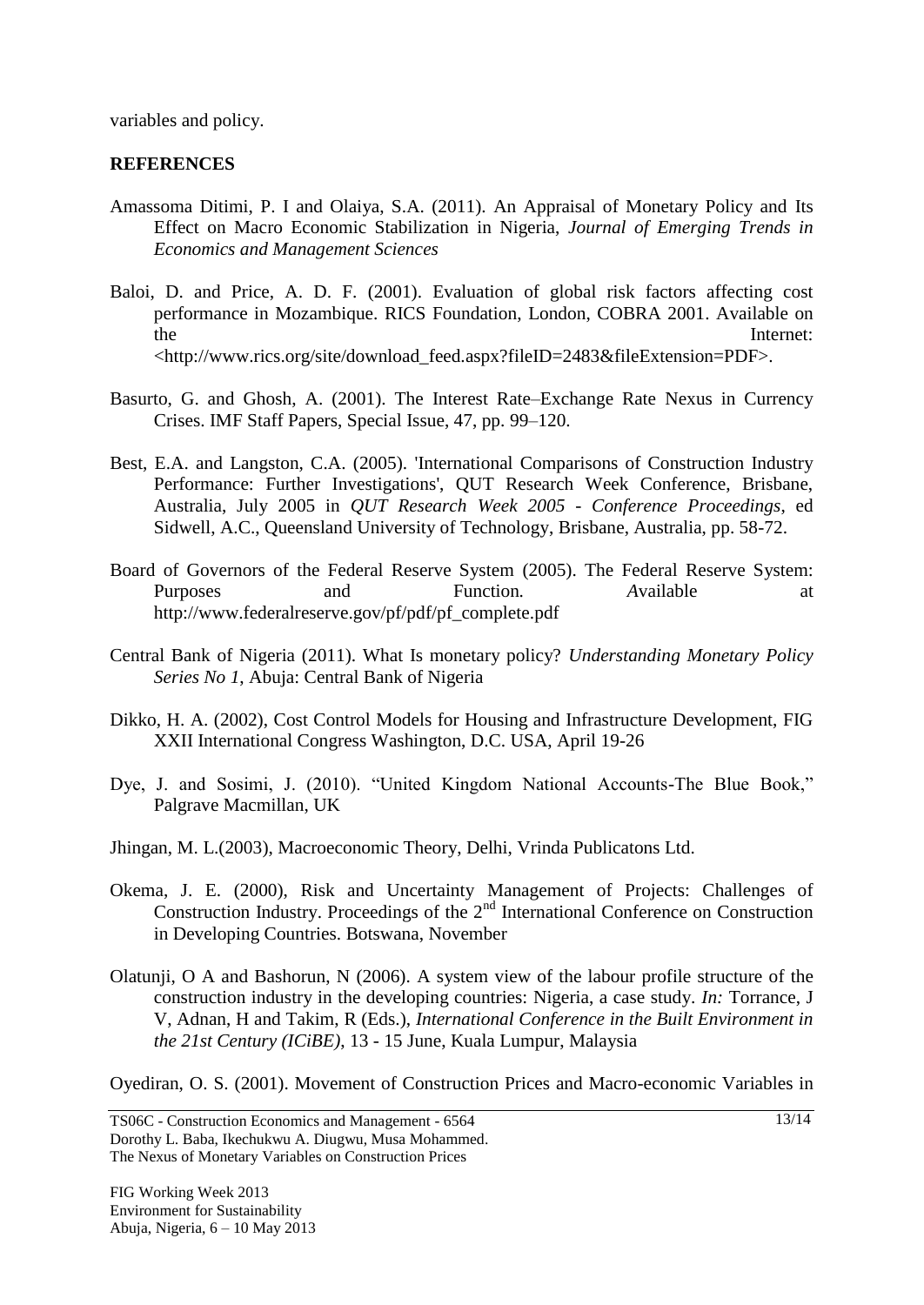variables and policy.

**REFERENCES**

Amassoma Ditimi, P. I and Olaiya, S.A. (2011). An Appraisal of Monetary Policy and Its Effect on Macro Economic Stabilization in Nigeria, *Journal of Emerging Trends in Economics and Management Sciences*

Baloi, D. and Price, A. D. F. (2001). Evaluation of global risk factors affecting cost performance in Mozambique. RICS Foundation, London, COBRA 2001. Available on the Internet: <http://www.rics.org/site/download_feed.aspx?fileID=2483&fileExtension=PDF>.

Basurto, G. and Ghosh, A. (2001). The Interest Rate–Exchange Rate Nexus in Currency Crises. IMF Staff Papers, Special Issue, 47, pp. 99–120.

Best, E.A. and Langston, C.A. (2005). 'International Comparisons of Construction Industry Performance: Further Investigations', QUT Research Week Conference, Brisbane, Australia, July 2005 in *QUT Research Week 2005 - Conference Proceedings*, ed Sidwell, A.C., Queensland University of Technology, Brisbane, Australia, pp. 58-72.

Board of Governors of the Federal Reserve System (2005). The Federal Reserve System: Purposes and Function. *A*vailable at http://www.federalreserve.gov/pf/pdf/pf_complete.pdf

Central Bank of Nigeria (2011). What Is monetary policy? *Understanding Monetary Policy Series No 1*, Abuja: Central Bank of Nigeria

Dikko, H. A. (2002), Cost Control Models for Housing and Infrastructure Development, FIG XXII International Congress Washington, D.C. USA, April 19-26

Dye, J. and Sosimi, J. (2010). "United Kingdom National Accounts-The Blue Book," Palgrave Macmillan, UK

Jhingan, M. L.(2003), Macroeconomic Theory, Delhi, Vrinda Publicatons Ltd.

Okema, J. E. (2000), Risk and Uncertainty Management of Projects: Challenges of Construction Industry. Proceedings of the 2nd International Conference on Construction in Developing Countries. Botswana, November

Olatunji, O A and Bashorun, N (2006). A system view of the labour profile structure of the construction industry in the developing countries: Nigeria, a case study. *In:* Torrance, J V, Adnan, H and Takim, R (Eds.), *International Conference in the Built Environment in the 21st Century (ICiBE)*, 13 - 15 June, Kuala Lumpur, Malaysia

Oyediran, O. S. (2001). Movement of Construction Prices and Macro-economic Variables in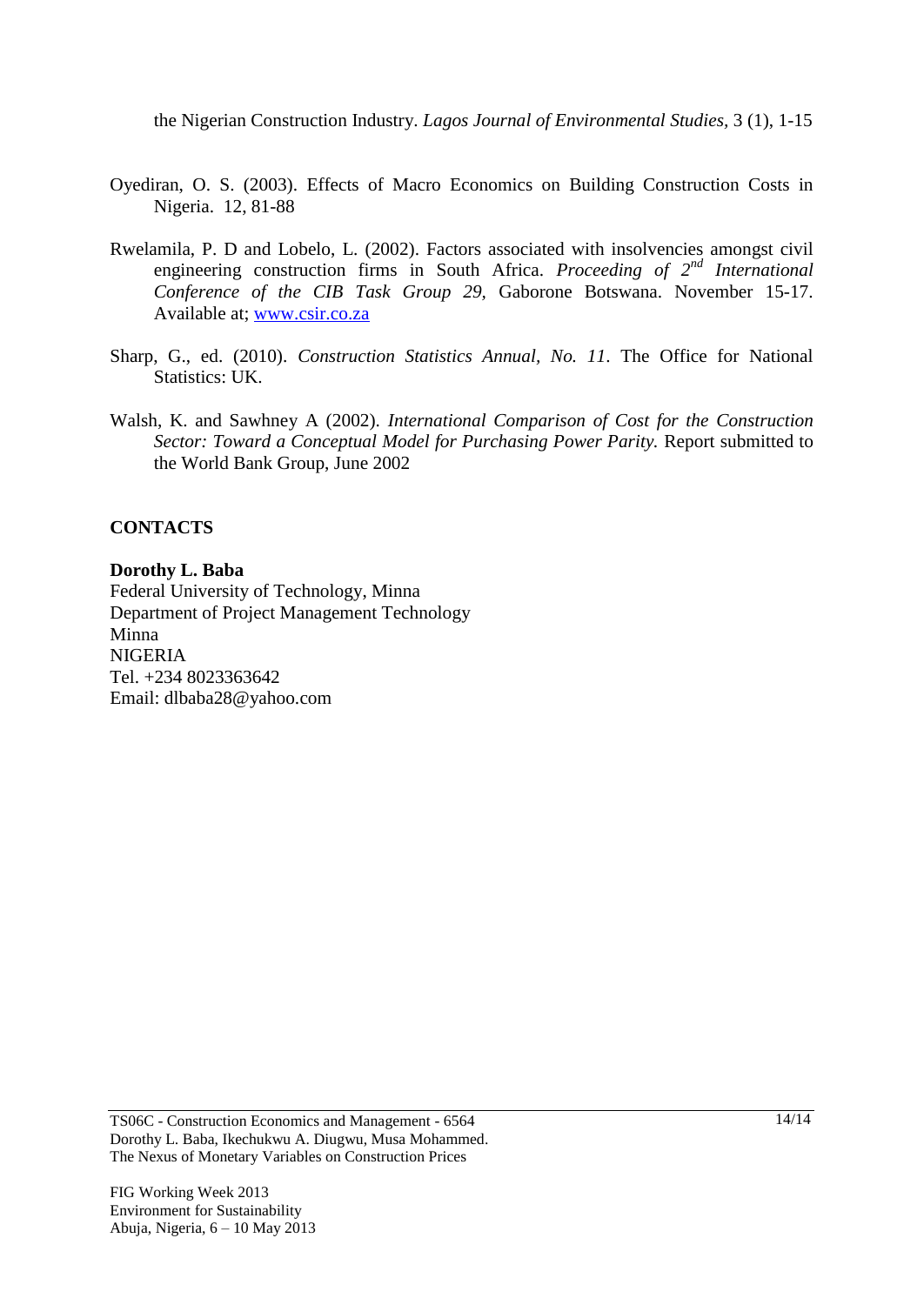the Nigerian Construction Industry. *Lagos Journal of Environmental Studies,* 3 (1), 1-15

Oyediran, O. S. (2003). Effects of Macro Economics on Building Construction Costs in Nigeria. 12, 81-88

Rwelamila, P. D and Lobelo, L. (2002). Factors associated with insolvencies amongst civil engineering construction firms in South Africa. *Proceeding of 2nd International Conference of the CIB Task Group 29,* Gaborone Botswana. November 15-17. Available at; [www.csir.co.za](www.csir.co.za)

Sharp, G., ed. (2010). *Construction Statistics Annual, No. 11*. The Office for National Statistics: UK.

Walsh, K. and Sawhney A (2002). *International Comparison of Cost for the Construction Sector: Toward a Conceptual Model for Purchasing Power Parity.* Report submitted to the World Bank Group, June 2002

## CONTACTS

**Dorothy L. Baba**
Federal University of Technology, Minna
Department of Project Management Technology
Minna
NIGERIA
Tel. +234 8023363642
Email: dlbaba28@yahoo.com